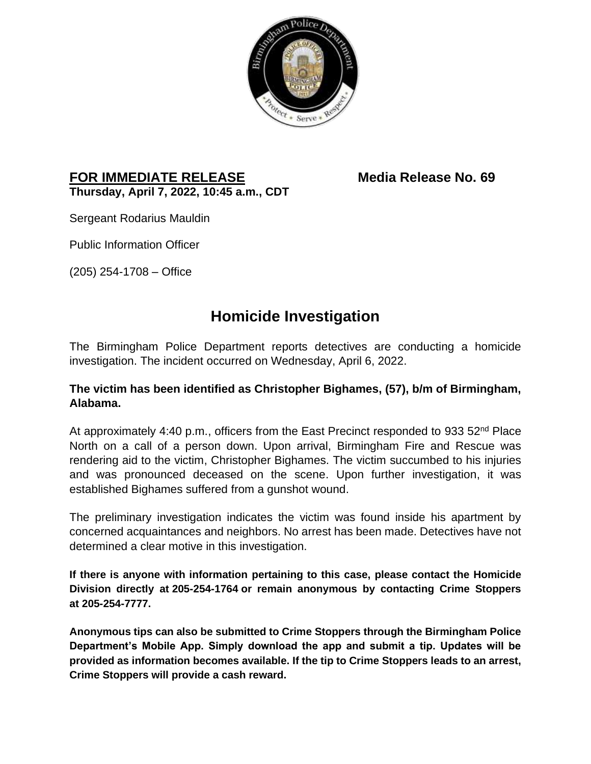**FOR IMMEDIATE RELEASE** **Media Release No. 69**

**Thursday, April 7, 2022, 10:45 a.m., CDT**

Sergeant Rodarius Mauldin

Public Information Officer

(205) 254-1708 – Office

# Homicide Investigation

The Birmingham Police Department reports detectives are conducting a homicide investigation. The incident occurred on Wednesday, April 6, 2022.

**The victim has been identified as Christopher Bighames, (57), b/m of Birmingham, Alabama.**

At approximately 4:40 p.m., officers from the East Precinct responded to 933 52nd Place North on a call of a person down. Upon arrival, Birmingham Fire and Rescue was rendering aid to the victim, Christopher Bighames. The victim succumbed to his injuries and was pronounced deceased on the scene. Upon further investigation, it was established Bighames suffered from a gunshot wound.

The preliminary investigation indicates the victim was found inside his apartment by concerned acquaintances and neighbors. No arrest has been made. Detectives have not determined a clear motive in this investigation.

**If there is anyone with information pertaining to this case, please contact the Homicide Division directly at 205-254-1764 or remain anonymous by contacting Crime Stoppers at 205-254-7777.**

**Anonymous tips can also be submitted to Crime Stoppers through the Birmingham Police Department's Mobile App. Simply download the app and submit a tip. Updates will be provided as information becomes available. If the tip to Crime Stoppers leads to an arrest, Crime Stoppers will provide a cash reward.**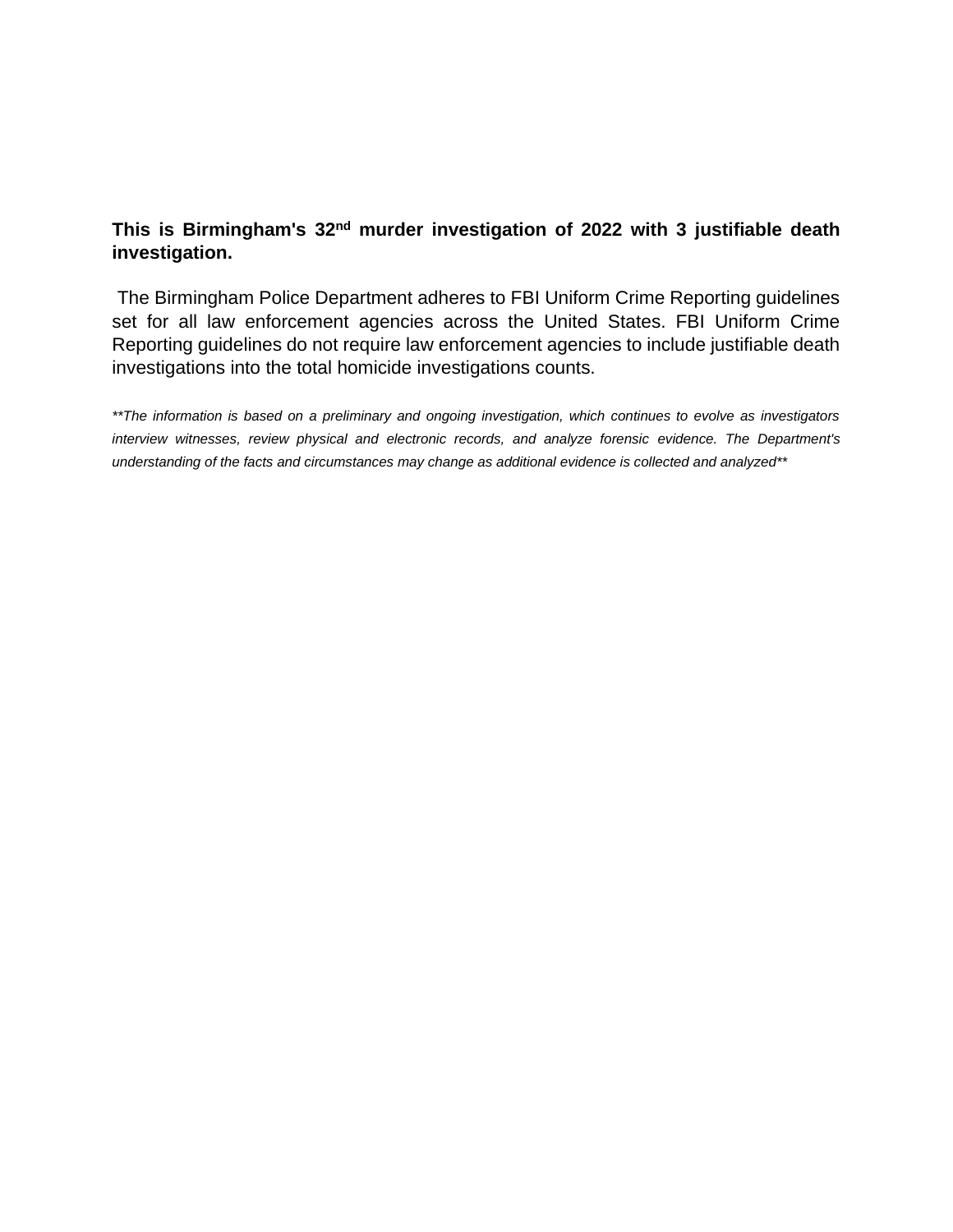**This is Birmingham's 32nd murder investigation of 2022 with 3 justifiable death investigation.**

The Birmingham Police Department adheres to FBI Uniform Crime Reporting guidelines set for all law enforcement agencies across the United States. FBI Uniform Crime Reporting guidelines do not require law enforcement agencies to include justifiable death investigations into the total homicide investigations counts.

***The information is based on a preliminary and ongoing investigation, which continues to evolve as investigators interview witnesses, review physical and electronic records, and analyze forensic evidence. The Department's understanding of the facts and circumstances may change as additional evidence is collected and analyzed***